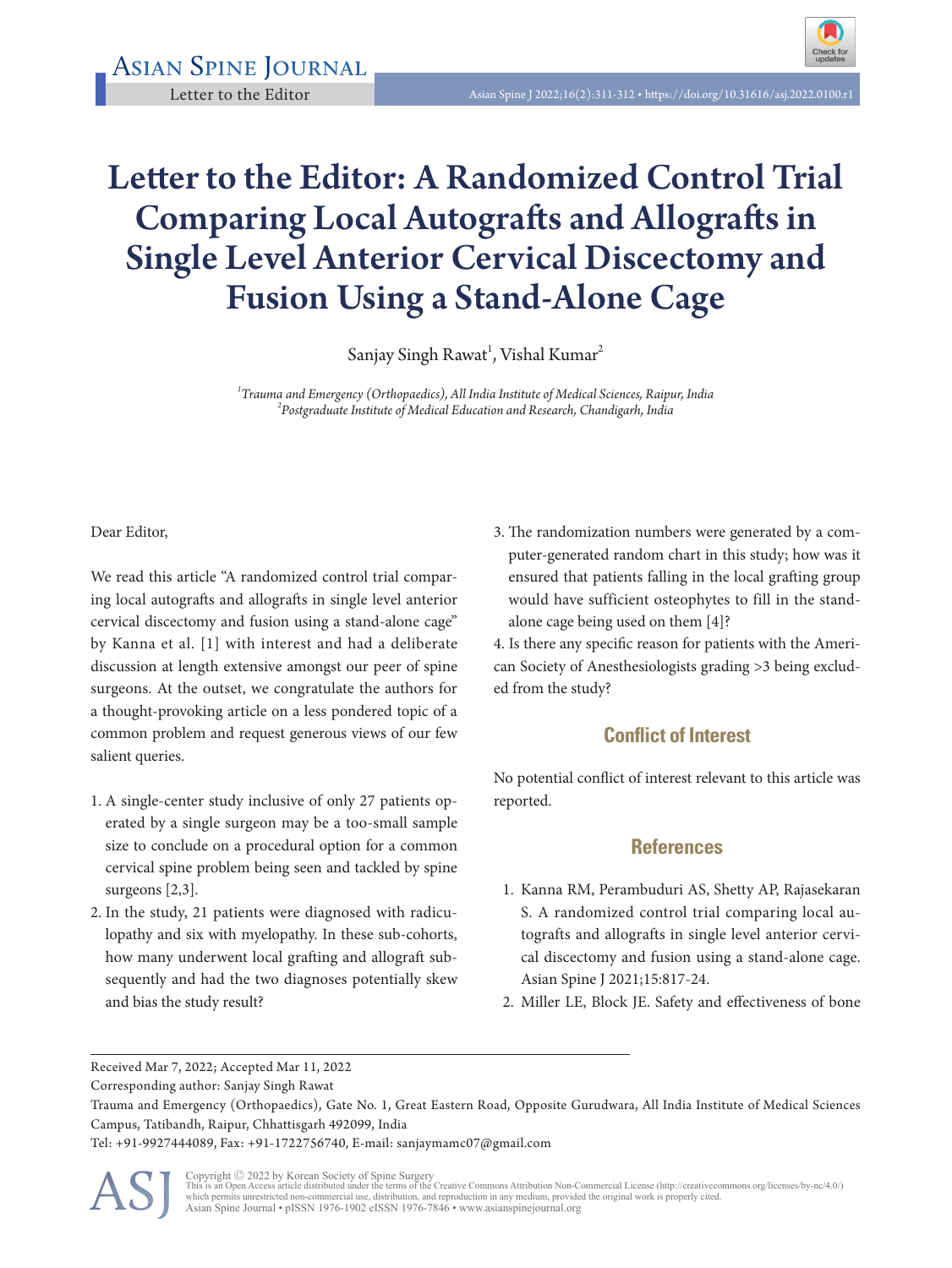Letter to the Editor

# Letter to the Editor: A Randomized Control Trial Comparing Local Autografts and Allografts in Single Level Anterior Cervical Discectomy and Fusion Using a Stand-Alone Cage

Sanjay Singh Rawat[1], Vishal Kumar[2]

[1]*Trauma and Emergency (Orthopaedics), All India Institute of Medical Sciences, Raipur, India*
[2]*Postgraduate Institute of Medical Education and Research, Chandigarh, India*

Dear Editor,

We read this article "A randomized control trial comparing local autografts and allografts in single level anterior cervical discectomy and fusion using a stand-alone cage" by Kanna et al. [1] with interest and had a deliberate discussion at length extensive amongst our peer of spine surgeons. At the outset, we congratulate the authors for a thought-provoking article on a less pondered topic of a common problem and request generous views of our few salient queries.

1. A single-center study inclusive of only 27 patients operated by a single surgeon may be a too-small sample size to conclude on a procedural option for a common cervical spine problem being seen and tackled by spine surgeons [2,3].
2. In the study, 21 patients were diagnosed with radiculopathy and six with myelopathy. In these sub-cohorts, how many underwent local grafting and allograft subsequently and had the two diagnoses potentially skew and bias the study result?
3. The randomization numbers were generated by a computer-generated random chart in this study; how was it ensured that patients falling in the local grafting group would have sufficient osteophytes to fill in the stand-alone cage being used on them [4]?
4. Is there any specific reason for patients with the American Society of Anesthesiologists grading >3 being excluded from the study?

## Conflict of Interest

No potential conflict of interest relevant to this article was reported.

## References

1. Kanna RM, Perambuduri AS, Shetty AP, Rajasekaran S. A randomized control trial comparing local autografts and allografts in single level anterior cervical discectomy and fusion using a stand-alone cage. Asian Spine J 2021;15:817-24.
2. Miller LE, Block JE. Safety and effectiveness of bone

Received Mar 7, 2022; Accepted Mar 11, 2022

Corresponding author: Sanjay Singh Rawat

Trauma and Emergency (Orthopaedics), Gate No. 1, Great Eastern Road, Opposite Gurudwara, All India Institute of Medical Sciences Campus, Tatibandh, Raipur, Chhattisgarh 492099, India

Tel: +91-9927444089, Fax: +91-1722756740, E-mail: sanjaymamc07@gmail.com

Copyright © 2022 by Korean Society of Spine Surgery
This is an Open Access article distributed under the terms of the Creative Commons Attribution Non-Commercial License (http://creativecommons.org/licenses/by-nc/4.0/) which permits unrestricted non-commercial use, distribution, and reproduction in any medium, provided the original work is properly cited.
Asian Spine Journal • pISSN 1976-1902 eISSN 1976-7846 • www.asianspinejournal.org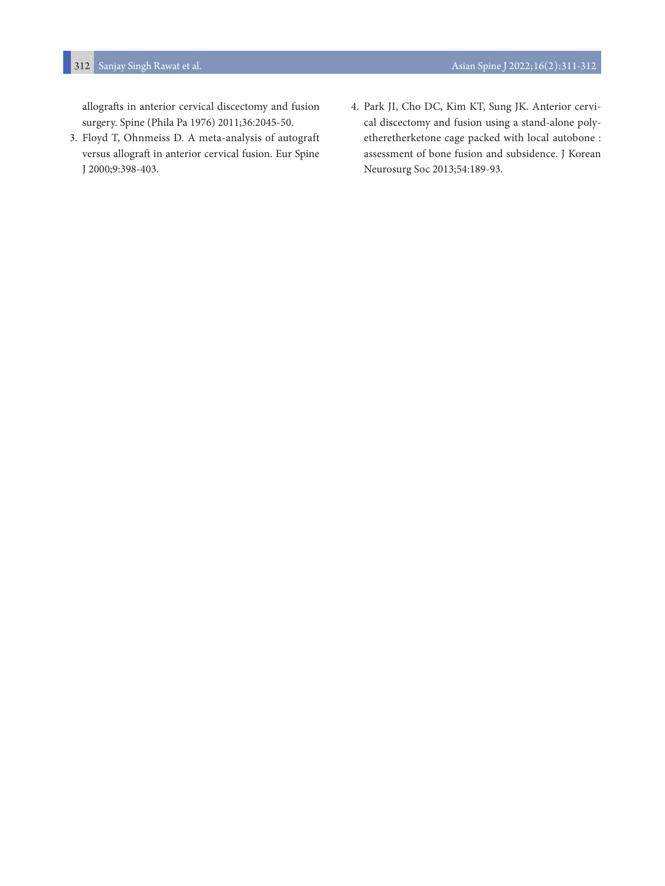allografts in anterior cervical discectomy and fusion surgery. Spine (Phila Pa 1976) 2011;36:2045-50.

3. Floyd T, Ohnmeiss D. A meta-analysis of autograft versus allograft in anterior cervical fusion. Eur Spine J 2000;9:398-403.
4. Park JI, Cho DC, Kim KT, Sung JK. Anterior cervical discectomy and fusion using a stand-alone polyetheretherketone cage packed with local autobone : assessment of bone fusion and subsidence. J Korean Neurosurg Soc 2013;54:189-93.